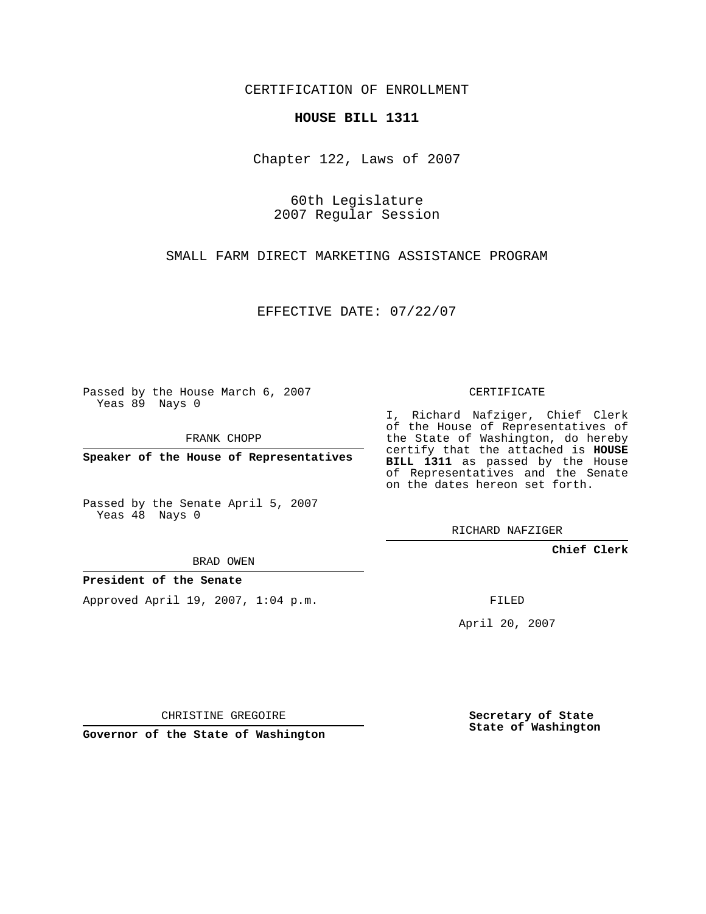CERTIFICATION OF ENROLLMENT

**HOUSE BILL 1311**

Chapter 122, Laws of 2007

60th Legislature
2007 Regular Session

SMALL FARM DIRECT MARKETING ASSISTANCE PROGRAM

EFFECTIVE DATE: 07/22/07

Passed by the House March 6, 2007
Yeas 89 Nays 0

FRANK CHOPP

**Speaker of the House of Representatives**

Passed by the Senate April 5, 2007
Yeas 48 Nays 0

BRAD OWEN

**President of the Senate**

Approved April 19, 2007, 1:04 p.m.

CHRISTINE GREGOIRE

**Governor of the State of Washington**

CERTIFICATE

I, Richard Nafziger, Chief Clerk of the House of Representatives of the State of Washington, do hereby certify that the attached is **HOUSE BILL 1311** as passed by the House of Representatives and the Senate on the dates hereon set forth.

RICHARD NAFZIGER

**Chief Clerk**

FILED

April 20, 2007

**Secretary of State**
**State of Washington**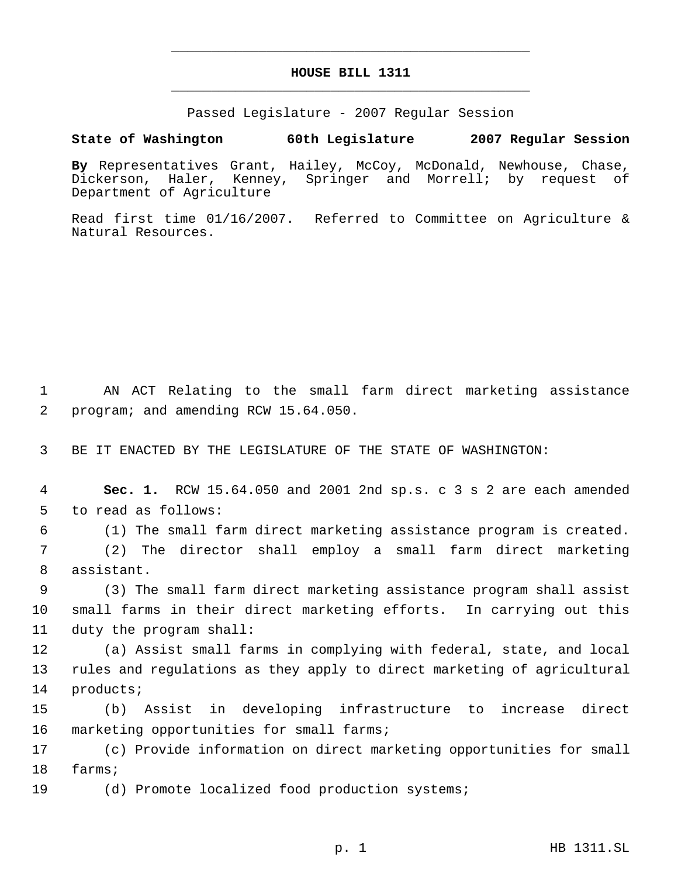# HOUSE BILL 1311

Passed Legislature - 2007 Regular Session

**State of Washington 60th Legislature 2007 Regular Session**

**By** Representatives Grant, Hailey, McCoy, McDonald, Newhouse, Chase, Dickerson, Haler, Kenney, Springer and Morrell; by request of Department of Agriculture

Read first time 01/16/2007. Referred to Committee on Agriculture & Natural Resources.

AN ACT Relating to the small farm direct marketing assistance program; and amending RCW 15.64.050.

BE IT ENACTED BY THE LEGISLATURE OF THE STATE OF WASHINGTON:

**Sec. 1.** RCW 15.64.050 and 2001 2nd sp.s. c 3 s 2 are each amended to read as follows:

(1) The small farm direct marketing assistance program is created.

(2) The director shall employ a small farm direct marketing assistant.

(3) The small farm direct marketing assistance program shall assist small farms in their direct marketing efforts. In carrying out this duty the program shall:

(a) Assist small farms in complying with federal, state, and local rules and regulations as they apply to direct marketing of agricultural products;

(b) Assist in developing infrastructure to increase direct marketing opportunities for small farms;

(c) Provide information on direct marketing opportunities for small farms;

(d) Promote localized food production systems;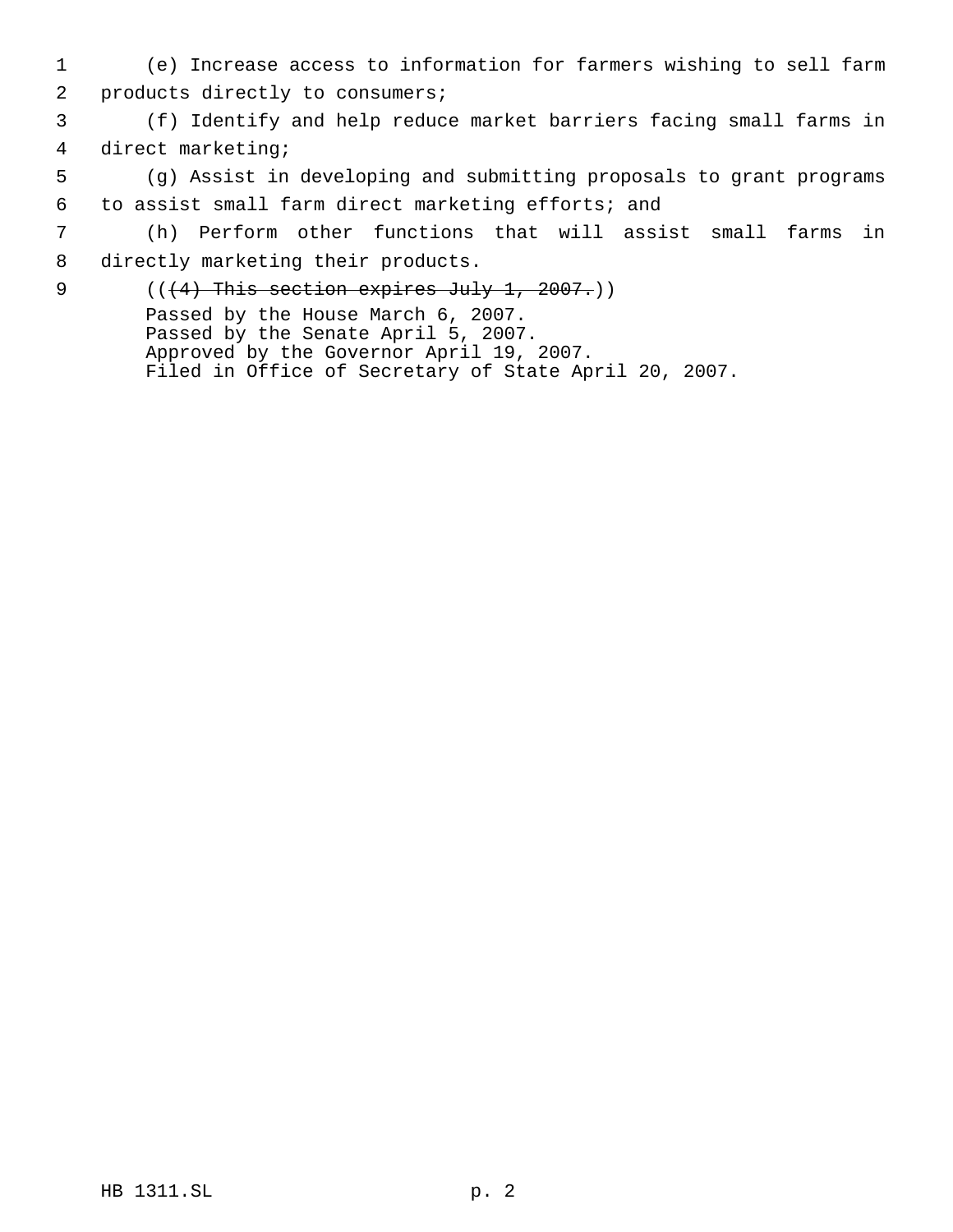(e) Increase access to information for farmers wishing to sell farm products directly to consumers;

(f) Identify and help reduce market barriers facing small farms in direct marketing;

(g) Assist in developing and submitting proposals to grant programs to assist small farm direct marketing efforts; and

(h) Perform other functions that will assist small farms in directly marketing their products.

((~~(4) This section expires July 1, 2007.~~))

Passed by the House March 6, 2007.
Passed by the Senate April 5, 2007.
Approved by the Governor April 19, 2007.
Filed in Office of Secretary of State April 20, 2007.